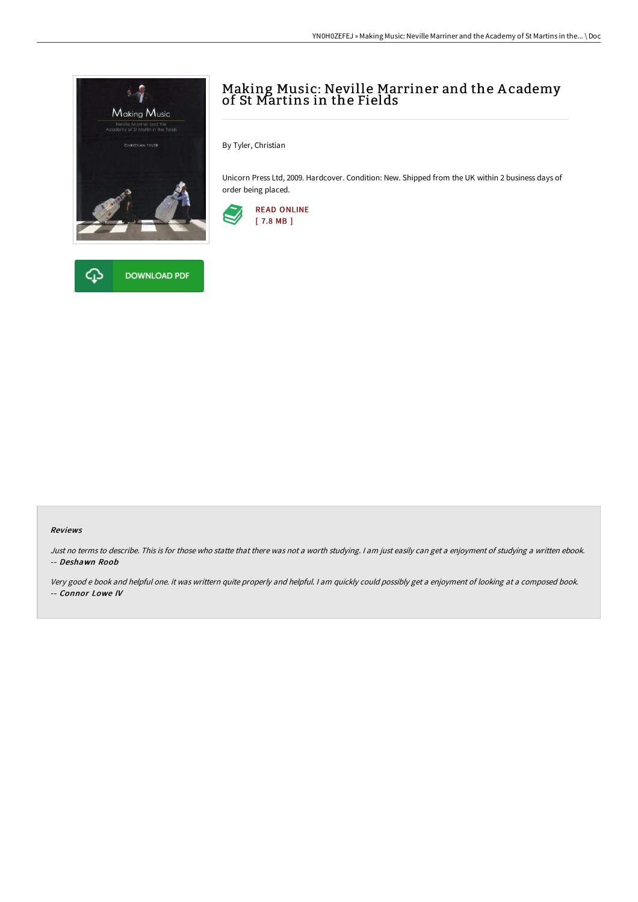# Making Music: Neville Marriner and the Academy of St Martins in the Fields

By Tyler, Christian

Unicorn Press Ltd, 2009. Hardcover. Condition: New. Shipped from the UK within 2 business days of order being placed.

READ ONLINE
[ 7.8 MB ]

DOWNLOAD PDF

### Reviews

*Just no terms to describe. This is for those who statte that there was not a worth studying. I am just easily can get a enjoyment of studying a written ebook.*
*-- Deshawn Roob*

*Very good e book and helpful one. it was writtern quite properly and helpful. I am quickly could possibly get a enjoyment of looking at a composed book.*
*-- Connor Lowe IV*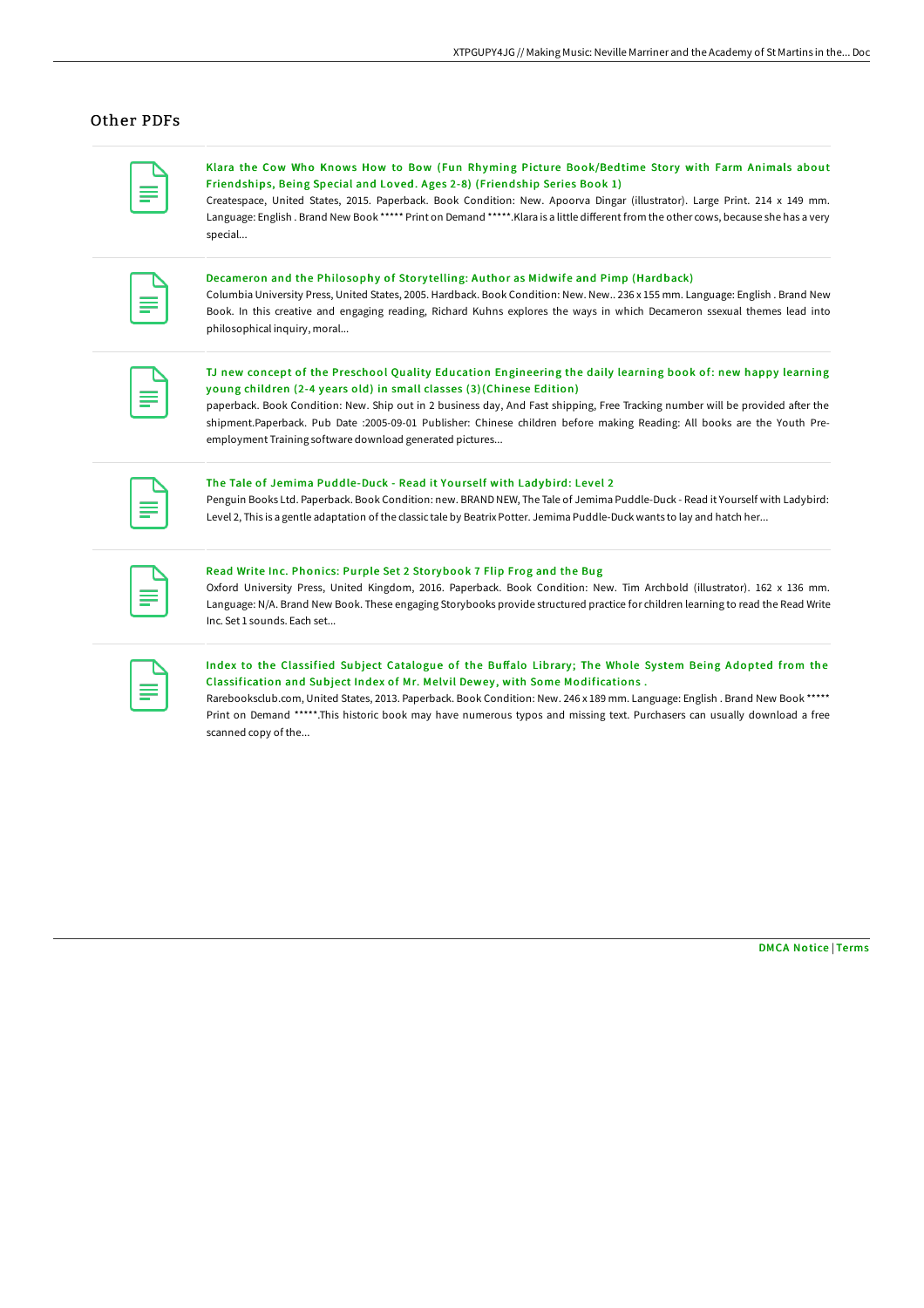## Other PDFs

### Klara the Cow Who Knows How to Bow (Fun Rhyming Picture Book/Bedtime Story with Farm Animals about Friendships, Being Special and Loved. Ages 2-8) (Friendship Series Book 1)

Createspace, United States, 2015. Paperback. Book Condition: New. Apoorva Dingar (illustrator). Large Print. 214 x 149 mm. Language: English . Brand New Book ***** Print on Demand *****.Klara is a little different from the other cows, because she has a very special...

### Decameron and the Philosophy of Storytelling: Author as Midwife and Pimp (Hardback)

Columbia University Press, United States, 2005. Hardback. Book Condition: New. New.. 236 x 155 mm. Language: English . Brand New Book. In this creative and engaging reading, Richard Kuhns explores the ways in which Decameron ssexual themes lead into philosophical inquiry, moral...

### TJ new concept of the Preschool Quality Education Engineering the daily learning book of: new happy learning young children (2-4 years old) in small classes (3)(Chinese Edition)

paperback. Book Condition: New. Ship out in 2 business day, And Fast shipping, Free Tracking number will be provided after the shipment.Paperback. Pub Date :2005-09-01 Publisher: Chinese children before making Reading: All books are the Youth Pre-employment Training software download generated pictures...

### The Tale of Jemima Puddle-Duck - Read it Yourself with Ladybird: Level 2

Penguin Books Ltd. Paperback. Book Condition: new. BRAND NEW, The Tale of Jemima Puddle-Duck - Read it Yourself with Ladybird: Level 2, This is a gentle adaptation of the classic tale by Beatrix Potter. Jemima Puddle-Duck wants to lay and hatch her...

### Read Write Inc. Phonics: Purple Set 2 Storybook 7 Flip Frog and the Bug

Oxford University Press, United Kingdom, 2016. Paperback. Book Condition: New. Tim Archbold (illustrator). 162 x 136 mm. Language: N/A. Brand New Book. These engaging Storybooks provide structured practice for children learning to read the Read Write Inc. Set 1 sounds. Each set...

### Index to the Classified Subject Catalogue of the Buffalo Library; The Whole System Being Adopted from the Classification and Subject Index of Mr. Melvil Dewey, with Some Modifications .

Rarebooksclub.com, United States, 2013. Paperback. Book Condition: New. 246 x 189 mm. Language: English . Brand New Book ***** Print on Demand *****.This historic book may have numerous typos and missing text. Purchasers can usually download a free scanned copy of the...

DMCA Notice | Terms